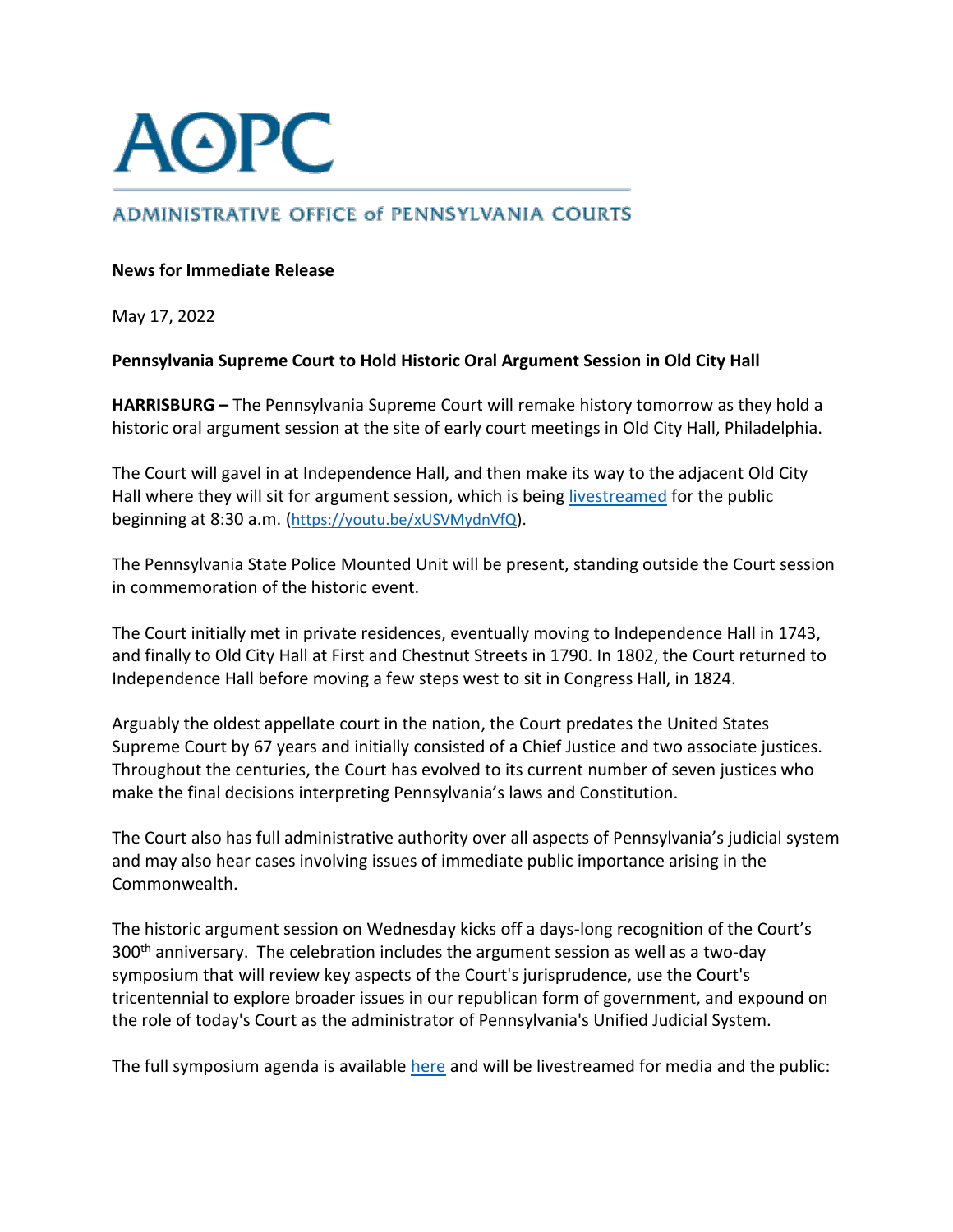# AOPC

## ADMINISTRATIVE OFFICE of PENNSYLVANIA COURTS

**News for Immediate Release**

May 17, 2022

**Pennsylvania Supreme Court to Hold Historic Oral Argument Session in Old City Hall**

**HARRISBURG –** The Pennsylvania Supreme Court will remake history tomorrow as they hold a historic oral argument session at the site of early court meetings in Old City Hall, Philadelphia.

The Court will gavel in at Independence Hall, and then make its way to the adjacent Old City Hall where they will sit for argument session, which is being livestreamed for the public beginning at 8:30 a.m. (https://youtu.be/xUSVMydnVfQ).

The Pennsylvania State Police Mounted Unit will be present, standing outside the Court session in commemoration of the historic event.

The Court initially met in private residences, eventually moving to Independence Hall in 1743, and finally to Old City Hall at First and Chestnut Streets in 1790. In 1802, the Court returned to Independence Hall before moving a few steps west to sit in Congress Hall, in 1824.

Arguably the oldest appellate court in the nation, the Court predates the United States Supreme Court by 67 years and initially consisted of a Chief Justice and two associate justices. Throughout the centuries, the Court has evolved to its current number of seven justices who make the final decisions interpreting Pennsylvania's laws and Constitution.

The Court also has full administrative authority over all aspects of Pennsylvania's judicial system and may also hear cases involving issues of immediate public importance arising in the Commonwealth.

The historic argument session on Wednesday kicks off a days-long recognition of the Court's 300th anniversary. The celebration includes the argument session as well as a two-day symposium that will review key aspects of the Court's jurisprudence, use the Court's tricentennial to explore broader issues in our republican form of government, and expound on the role of today's Court as the administrator of Pennsylvania's Unified Judicial System.

The full symposium agenda is available here and will be livestreamed for media and the public: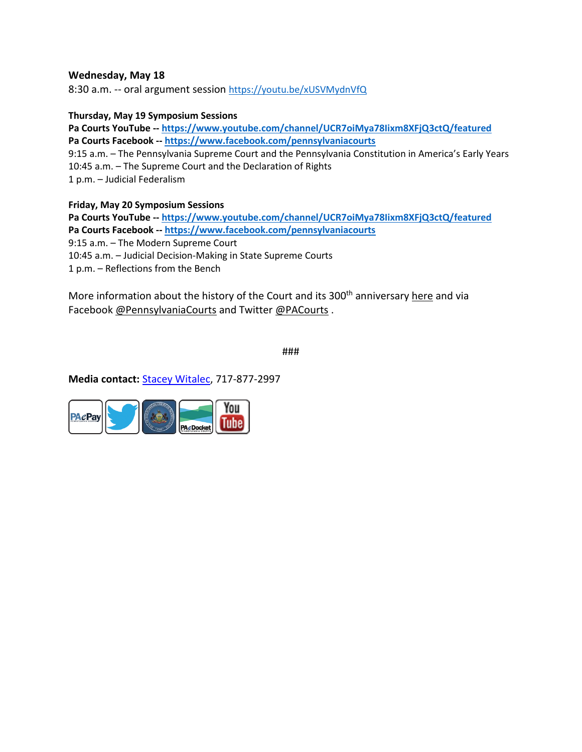**Wednesday, May 18**

8:30 a.m. -- oral argument session https://youtu.be/xUSVMydnVfQ

**Thursday, May 19 Symposium Sessions**

**Pa Courts YouTube -- https://www.youtube.com/channel/UCR7oiMya78Iixm8XFjQ3ctQ/featured**

**Pa Courts Facebook -- https://www.facebook.com/pennsylvaniacourts**

9:15 a.m. – The Pennsylvania Supreme Court and the Pennsylvania Constitution in America's Early Years

10:45 a.m. – The Supreme Court and the Declaration of Rights

1 p.m. – Judicial Federalism

**Friday, May 20 Symposium Sessions**

**Pa Courts YouTube -- https://www.youtube.com/channel/UCR7oiMya78Iixm8XFjQ3ctQ/featured**

**Pa Courts Facebook -- https://www.facebook.com/pennsylvaniacourts**

9:15 a.m. – The Modern Supreme Court

10:45 a.m. – Judicial Decision-Making in State Supreme Courts

1 p.m. – Reflections from the Bench

More information about the history of the Court and its 300th anniversary here and via Facebook @PennsylvaniaCourts and Twitter @PACourts .

###

**Media contact:** Stacey Witalec, 717-877-2997